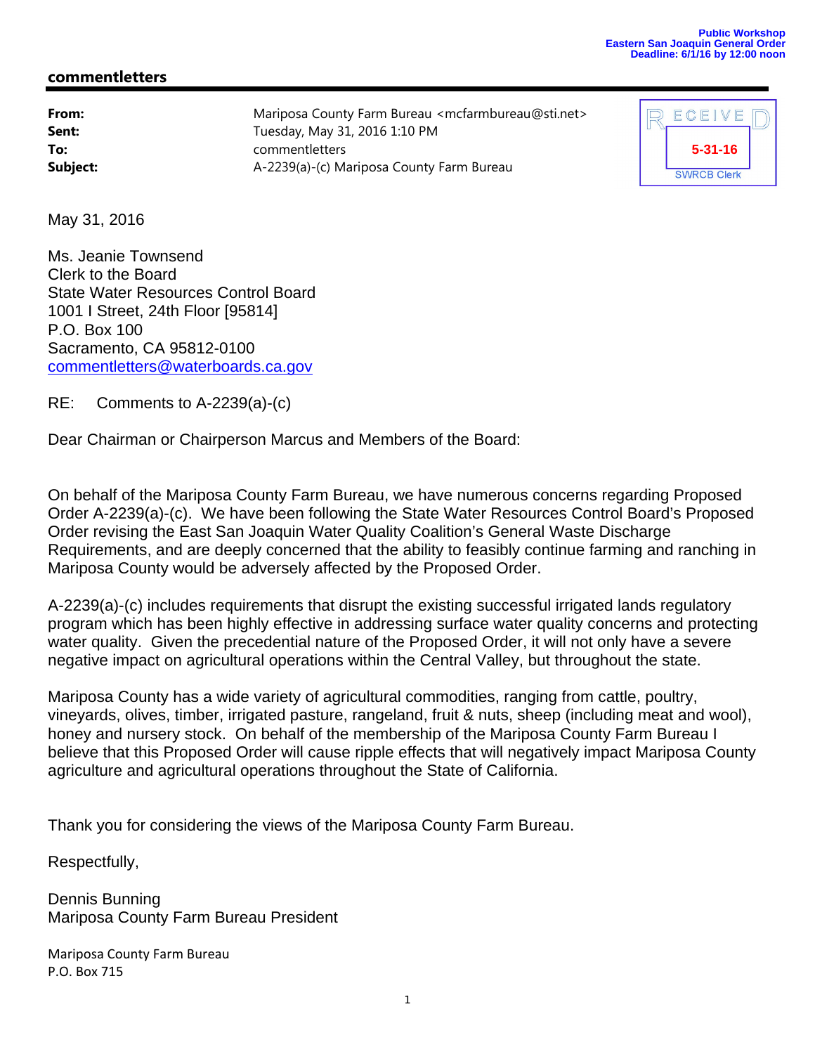Public Workshop
Eastern San Joaquin General Order
Deadline: 6/1/16 by 12:00 noon

## commentletters

| | |
|---|---|
| **From:** | Mariposa County Farm Bureau <mcfarmbureau@sti.net> |
| **Sent:** | Tuesday, May 31, 2016 1:10 PM |
| **To:** | commentletters |
| **Subject:** | A-2239(a)-(c) Mariposa County Farm Bureau |

RECEIVED
5-31-16
SWRCB Clerk

May 31, 2016

Ms. Jeanie Townsend
Clerk to the Board
State Water Resources Control Board
1001 I Street, 24th Floor [95814]
P.O. Box 100
Sacramento, CA 95812-0100
commentletters@waterboards.ca.gov

RE: Comments to A-2239(a)-(c)

Dear Chairman or Chairperson Marcus and Members of the Board:

On behalf of the Mariposa County Farm Bureau, we have numerous concerns regarding Proposed Order A-2239(a)-(c). We have been following the State Water Resources Control Board's Proposed Order revising the East San Joaquin Water Quality Coalition's General Waste Discharge Requirements, and are deeply concerned that the ability to feasibly continue farming and ranching in Mariposa County would be adversely affected by the Proposed Order.

A-2239(a)-(c) includes requirements that disrupt the existing successful irrigated lands regulatory program which has been highly effective in addressing surface water quality concerns and protecting water quality. Given the precedential nature of the Proposed Order, it will not only have a severe negative impact on agricultural operations within the Central Valley, but throughout the state.

Mariposa County has a wide variety of agricultural commodities, ranging from cattle, poultry, vineyards, olives, timber, irrigated pasture, rangeland, fruit & nuts, sheep (including meat and wool), honey and nursery stock. On behalf of the membership of the Mariposa County Farm Bureau I believe that this Proposed Order will cause ripple effects that will negatively impact Mariposa County agriculture and agricultural operations throughout the State of California.

Thank you for considering the views of the Mariposa County Farm Bureau.

Respectfully,

Dennis Bunning
Mariposa County Farm Bureau President

Mariposa County Farm Bureau
P.O. Box 715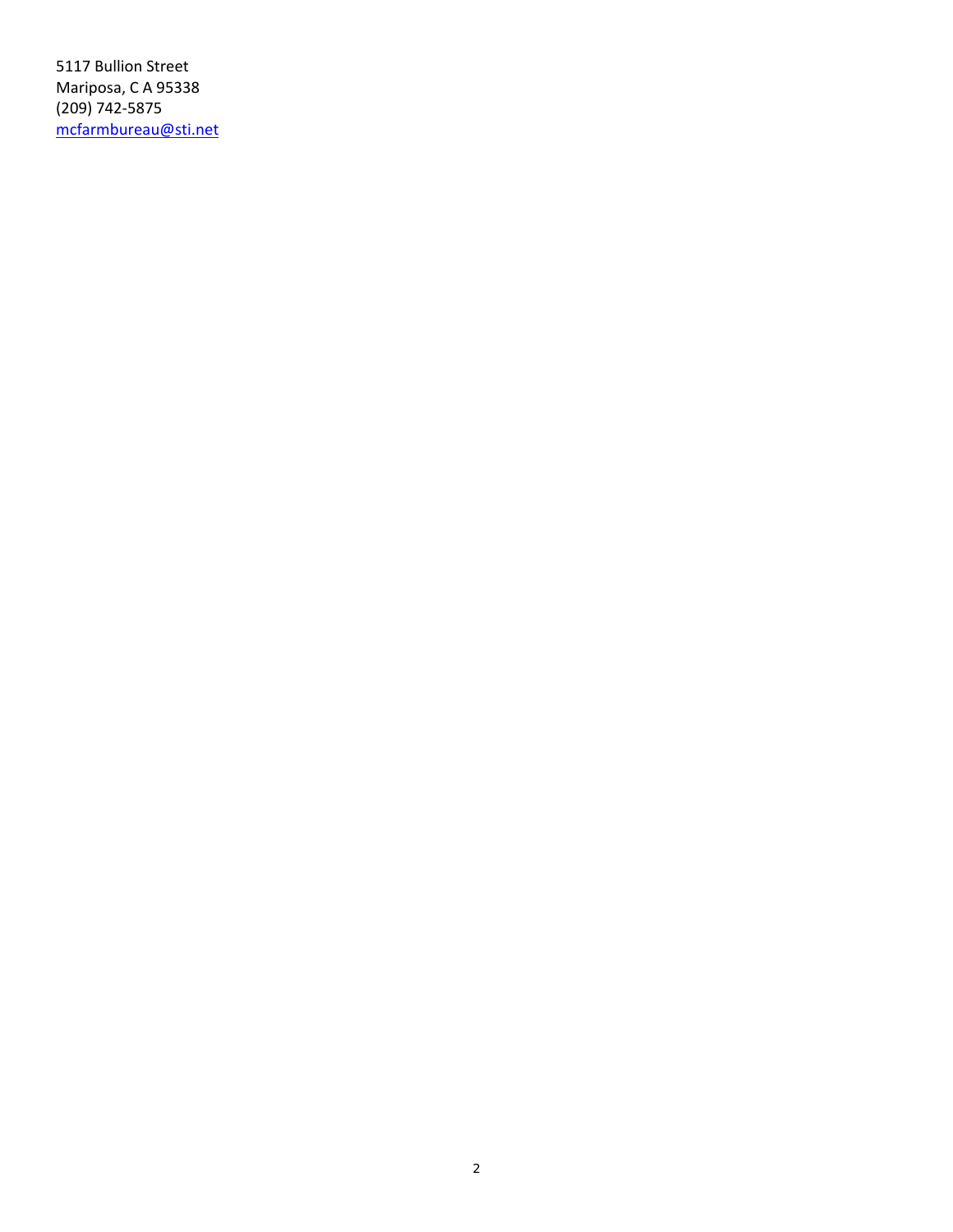5117 Bullion Street
Mariposa, C A 95338
(209) 742-5875
mcfarmbureau@sti.net